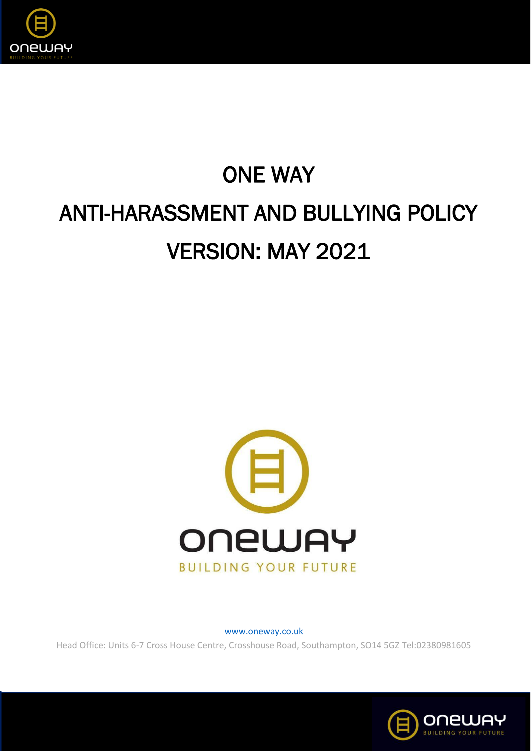# ONE WAY

# ANTI-HARASSMENT AND BULLYING POLICY

# VERSION: MAY 2021

www.oneway.co.uk

Head Office: Units 6-7 Cross House Centre, Crosshouse Road, Southampton, SO14 5GZ Tel:02380981605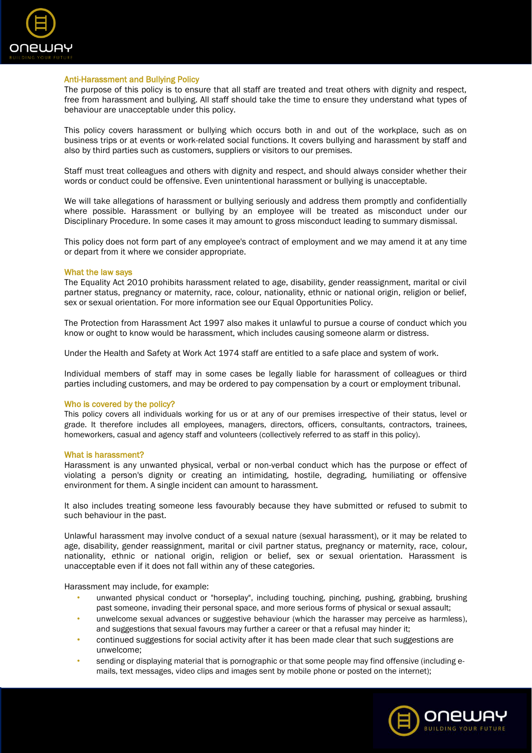## Anti-Harassment and Bullying Policy

The purpose of this policy is to ensure that all staff are treated and treat others with dignity and respect, free from harassment and bullying. All staff should take the time to ensure they understand what types of behaviour are unacceptable under this policy.

This policy covers harassment or bullying which occurs both in and out of the workplace, such as on business trips or at events or work-related social functions. It covers bullying and harassment by staff and also by third parties such as customers, suppliers or visitors to our premises.

Staff must treat colleagues and others with dignity and respect, and should always consider whether their words or conduct could be offensive. Even unintentional harassment or bullying is unacceptable.

We will take allegations of harassment or bullying seriously and address them promptly and confidentially where possible. Harassment or bullying by an employee will be treated as misconduct under our Disciplinary Procedure. In some cases it may amount to gross misconduct leading to summary dismissal.

This policy does not form part of any employee's contract of employment and we may amend it at any time or depart from it where we consider appropriate.

### What the law says

The Equality Act 2010 prohibits harassment related to age, disability, gender reassignment, marital or civil partner status, pregnancy or maternity, race, colour, nationality, ethnic or national origin, religion or belief, sex or sexual orientation. For more information see our Equal Opportunities Policy.

The Protection from Harassment Act 1997 also makes it unlawful to pursue a course of conduct which you know or ought to know would be harassment, which includes causing someone alarm or distress.

Under the Health and Safety at Work Act 1974 staff are entitled to a safe place and system of work.

Individual members of staff may in some cases be legally liable for harassment of colleagues or third parties including customers, and may be ordered to pay compensation by a court or employment tribunal.

### Who is covered by the policy?

This policy covers all individuals working for us or at any of our premises irrespective of their status, level or grade. It therefore includes all employees, managers, directors, officers, consultants, contractors, trainees, homeworkers, casual and agency staff and volunteers (collectively referred to as staff in this policy).

### What is harassment?

Harassment is any unwanted physical, verbal or non-verbal conduct which has the purpose or effect of violating a person's dignity or creating an intimidating, hostile, degrading, humiliating or offensive environment for them. A single incident can amount to harassment.

It also includes treating someone less favourably because they have submitted or refused to submit to such behaviour in the past.

Unlawful harassment may involve conduct of a sexual nature (sexual harassment), or it may be related to age, disability, gender reassignment, marital or civil partner status, pregnancy or maternity, race, colour, nationality, ethnic or national origin, religion or belief, sex or sexual orientation. Harassment is unacceptable even if it does not fall within any of these categories.

Harassment may include, for example:

- unwanted physical conduct or "horseplay", including touching, pinching, pushing, grabbing, brushing past someone, invading their personal space, and more serious forms of physical or sexual assault;
- unwelcome sexual advances or suggestive behaviour (which the harasser may perceive as harmless), and suggestions that sexual favours may further a career or that a refusal may hinder it;
- continued suggestions for social activity after it has been made clear that such suggestions are unwelcome;
- sending or displaying material that is pornographic or that some people may find offensive (including e-mails, text messages, video clips and images sent by mobile phone or posted on the internet);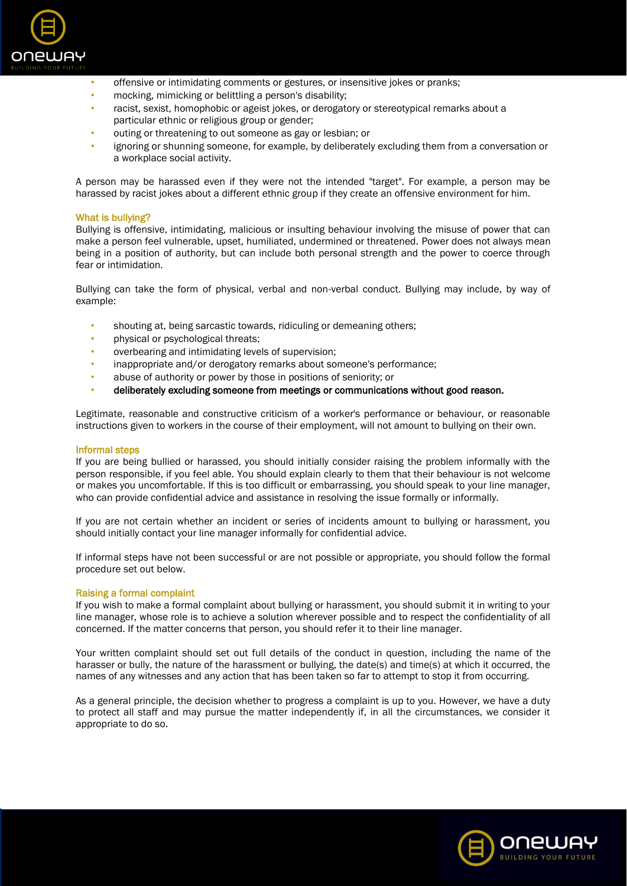- offensive or intimidating comments or gestures, or insensitive jokes or pranks;
- mocking, mimicking or belittling a person's disability;
- racist, sexist, homophobic or ageist jokes, or derogatory or stereotypical remarks about a particular ethnic or religious group or gender;
- outing or threatening to out someone as gay or lesbian; or
- ignoring or shunning someone, for example, by deliberately excluding them from a conversation or a workplace social activity.

A person may be harassed even if they were not the intended "target". For example, a person may be harassed by racist jokes about a different ethnic group if they create an offensive environment for him.

### What is bullying?

Bullying is offensive, intimidating, malicious or insulting behaviour involving the misuse of power that can make a person feel vulnerable, upset, humiliated, undermined or threatened. Power does not always mean being in a position of authority, but can include both personal strength and the power to coerce through fear or intimidation.

Bullying can take the form of physical, verbal and non-verbal conduct. Bullying may include, by way of example:

- shouting at, being sarcastic towards, ridiculing or demeaning others;
- physical or psychological threats;
- overbearing and intimidating levels of supervision;
- inappropriate and/or derogatory remarks about someone's performance;
- abuse of authority or power by those in positions of seniority; or
- **deliberately excluding someone from meetings or communications without good reason.**

Legitimate, reasonable and constructive criticism of a worker's performance or behaviour, or reasonable instructions given to workers in the course of their employment, will not amount to bullying on their own.

### Informal steps

If you are being bullied or harassed, you should initially consider raising the problem informally with the person responsible, if you feel able. You should explain clearly to them that their behaviour is not welcome or makes you uncomfortable. If this is too difficult or embarrassing, you should speak to your line manager, who can provide confidential advice and assistance in resolving the issue formally or informally.

If you are not certain whether an incident or series of incidents amount to bullying or harassment, you should initially contact your line manager informally for confidential advice.

If informal steps have not been successful or are not possible or appropriate, you should follow the formal procedure set out below.

### Raising a formal complaint

If you wish to make a formal complaint about bullying or harassment, you should submit it in writing to your line manager, whose role is to achieve a solution wherever possible and to respect the confidentiality of all concerned. If the matter concerns that person, you should refer it to their line manager.

Your written complaint should set out full details of the conduct in question, including the name of the harasser or bully, the nature of the harassment or bullying, the date(s) and time(s) at which it occurred, the names of any witnesses and any action that has been taken so far to attempt to stop it from occurring.

As a general principle, the decision whether to progress a complaint is up to you. However, we have a duty to protect all staff and may pursue the matter independently if, in all the circumstances, we consider it appropriate to do so.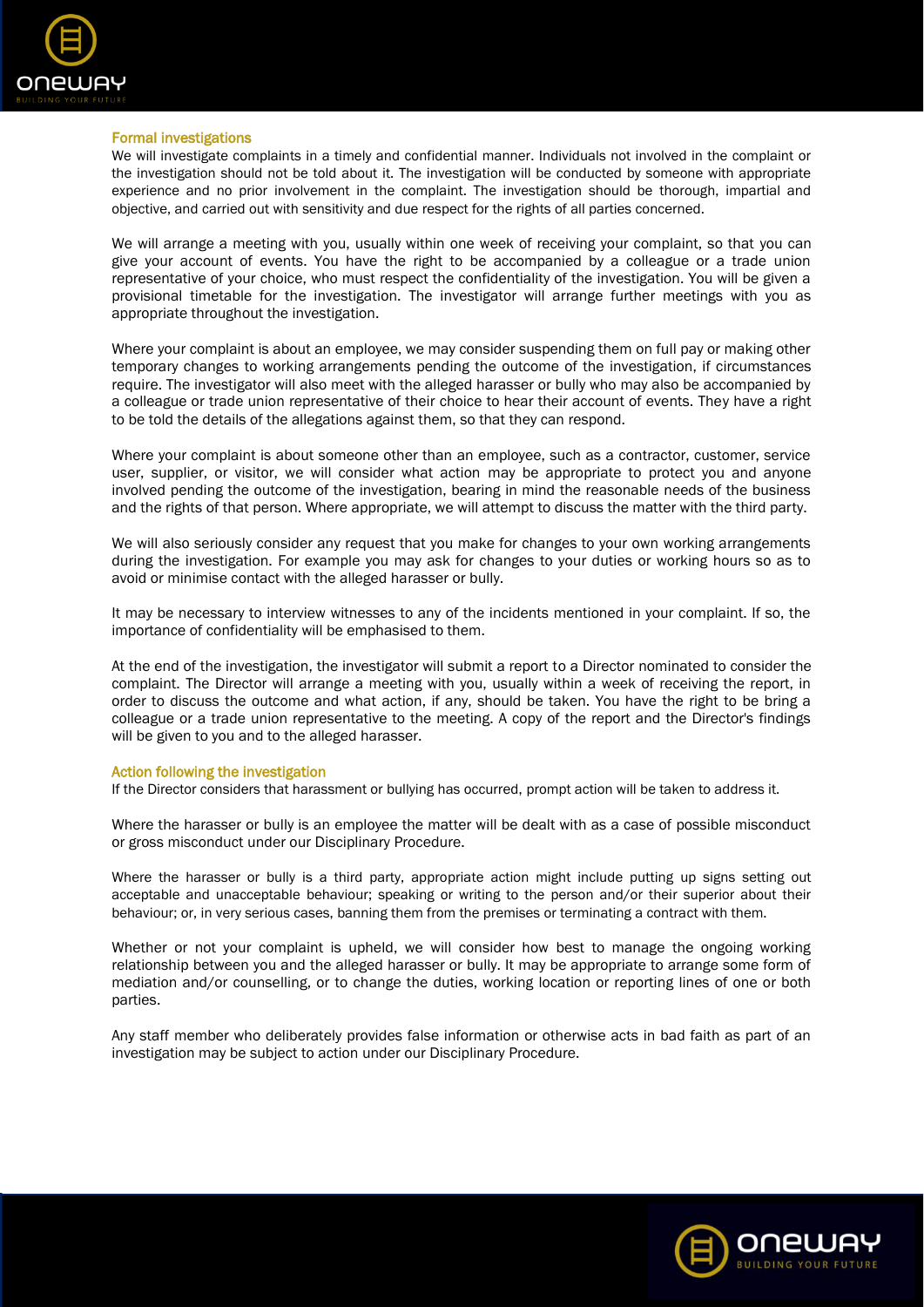## Formal investigations

We will investigate complaints in a timely and confidential manner. Individuals not involved in the complaint or the investigation should not be told about it. The investigation will be conducted by someone with appropriate experience and no prior involvement in the complaint. The investigation should be thorough, impartial and objective, and carried out with sensitivity and due respect for the rights of all parties concerned.

We will arrange a meeting with you, usually within one week of receiving your complaint, so that you can give your account of events. You have the right to be accompanied by a colleague or a trade union representative of your choice, who must respect the confidentiality of the investigation. You will be given a provisional timetable for the investigation. The investigator will arrange further meetings with you as appropriate throughout the investigation.

Where your complaint is about an employee, we may consider suspending them on full pay or making other temporary changes to working arrangements pending the outcome of the investigation, if circumstances require. The investigator will also meet with the alleged harasser or bully who may also be accompanied by a colleague or trade union representative of their choice to hear their account of events. They have a right to be told the details of the allegations against them, so that they can respond.

Where your complaint is about someone other than an employee, such as a contractor, customer, service user, supplier, or visitor, we will consider what action may be appropriate to protect you and anyone involved pending the outcome of the investigation, bearing in mind the reasonable needs of the business and the rights of that person. Where appropriate, we will attempt to discuss the matter with the third party.

We will also seriously consider any request that you make for changes to your own working arrangements during the investigation. For example you may ask for changes to your duties or working hours so as to avoid or minimise contact with the alleged harasser or bully.

It may be necessary to interview witnesses to any of the incidents mentioned in your complaint. If so, the importance of confidentiality will be emphasised to them.

At the end of the investigation, the investigator will submit a report to a Director nominated to consider the complaint. The Director will arrange a meeting with you, usually within a week of receiving the report, in order to discuss the outcome and what action, if any, should be taken. You have the right to be bring a colleague or a trade union representative to the meeting. A copy of the report and the Director's findings will be given to you and to the alleged harasser.

## Action following the investigation

If the Director considers that harassment or bullying has occurred, prompt action will be taken to address it.

Where the harasser or bully is an employee the matter will be dealt with as a case of possible misconduct or gross misconduct under our Disciplinary Procedure.

Where the harasser or bully is a third party, appropriate action might include putting up signs setting out acceptable and unacceptable behaviour; speaking or writing to the person and/or their superior about their behaviour; or, in very serious cases, banning them from the premises or terminating a contract with them.

Whether or not your complaint is upheld, we will consider how best to manage the ongoing working relationship between you and the alleged harasser or bully. It may be appropriate to arrange some form of mediation and/or counselling, or to change the duties, working location or reporting lines of one or both parties.

Any staff member who deliberately provides false information or otherwise acts in bad faith as part of an investigation may be subject to action under our Disciplinary Procedure.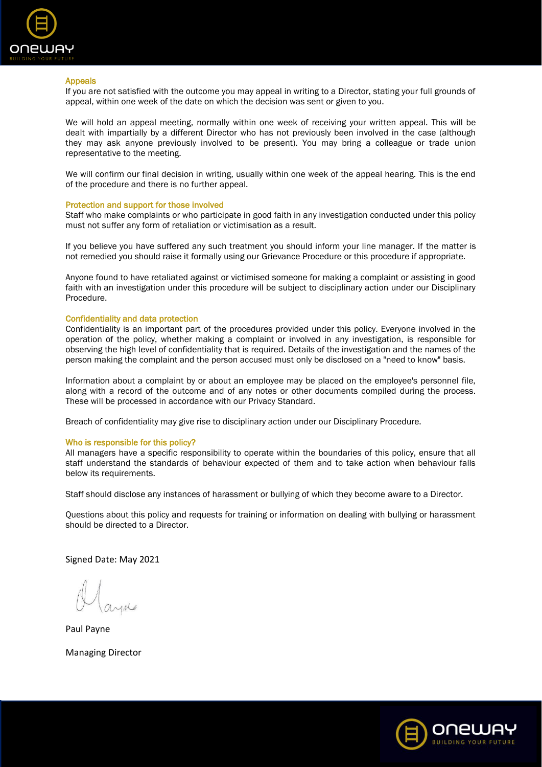## Appeals

If you are not satisfied with the outcome you may appeal in writing to a Director, stating your full grounds of appeal, within one week of the date on which the decision was sent or given to you.

We will hold an appeal meeting, normally within one week of receiving your written appeal. This will be dealt with impartially by a different Director who has not previously been involved in the case (although they may ask anyone previously involved to be present). You may bring a colleague or trade union representative to the meeting.

We will confirm our final decision in writing, usually within one week of the appeal hearing. This is the end of the procedure and there is no further appeal.

## Protection and support for those involved

Staff who make complaints or who participate in good faith in any investigation conducted under this policy must not suffer any form of retaliation or victimisation as a result.

If you believe you have suffered any such treatment you should inform your line manager. If the matter is not remedied you should raise it formally using our Grievance Procedure or this procedure if appropriate.

Anyone found to have retaliated against or victimised someone for making a complaint or assisting in good faith with an investigation under this procedure will be subject to disciplinary action under our Disciplinary Procedure.

## Confidentiality and data protection

Confidentiality is an important part of the procedures provided under this policy. Everyone involved in the operation of the policy, whether making a complaint or involved in any investigation, is responsible for observing the high level of confidentiality that is required. Details of the investigation and the names of the person making the complaint and the person accused must only be disclosed on a "need to know" basis.

Information about a complaint by or about an employee may be placed on the employee's personnel file, along with a record of the outcome and of any notes or other documents compiled during the process. These will be processed in accordance with our Privacy Standard.

Breach of confidentiality may give rise to disciplinary action under our Disciplinary Procedure.

## Who is responsible for this policy?

All managers have a specific responsibility to operate within the boundaries of this policy, ensure that all staff understand the standards of behaviour expected of them and to take action when behaviour falls below its requirements.

Staff should disclose any instances of harassment or bullying of which they become aware to a Director.

Questions about this policy and requests for training or information on dealing with bullying or harassment should be directed to a Director.

Signed Date: May 2021

Paul Payne

Managing Director